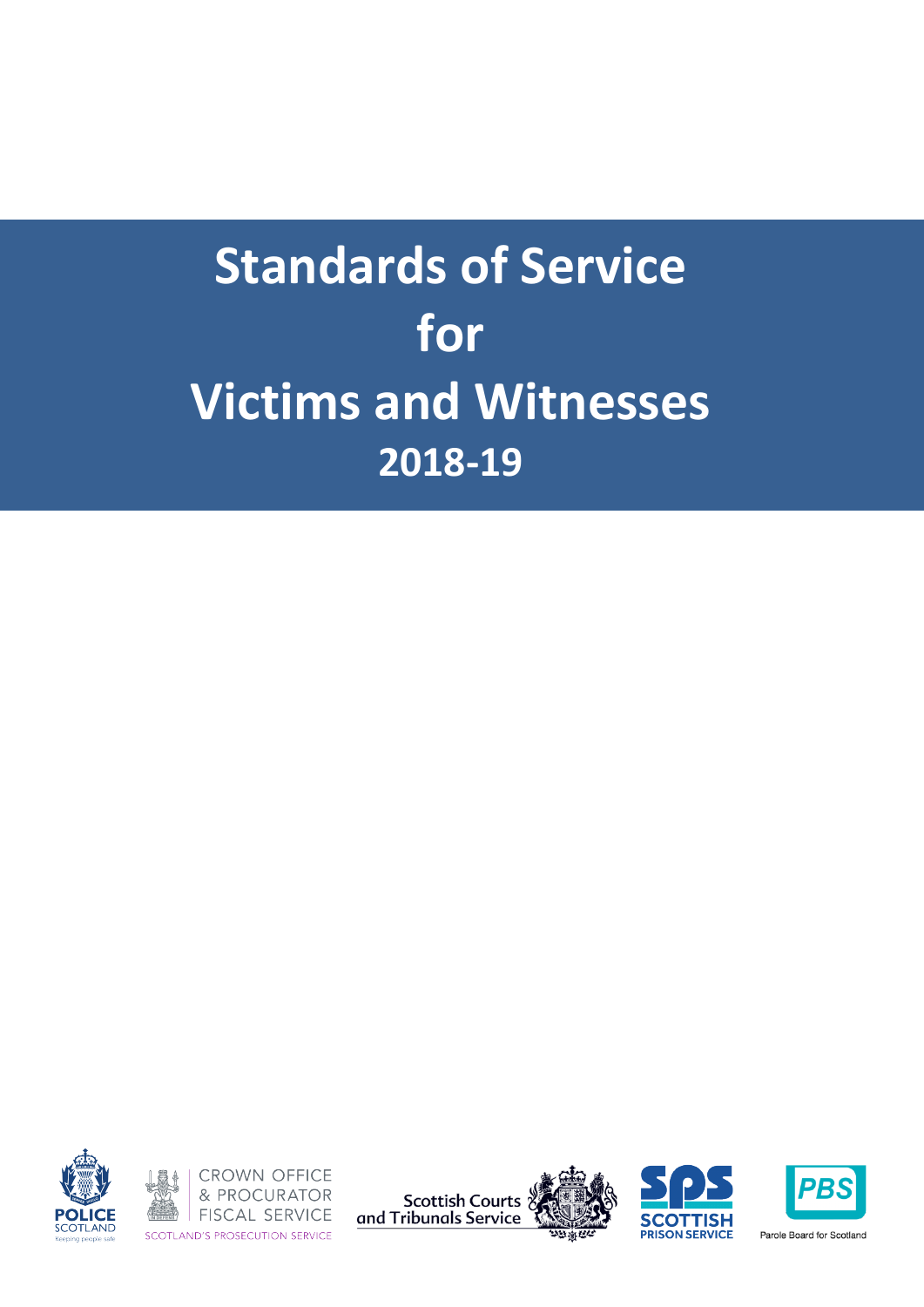# Standards of Service for Victims and Witnesses 2018-19

POLICE SCOTLAND
Keeping people safe

CROWN OFFICE & PROCURATOR FISCAL SERVICE
SCOTLAND'S PROSECUTION SERVICE

Scottish Courts and Tribunals Service

SPS SCOTTISH PRISON SERVICE

PBS
Parole Board for Scotland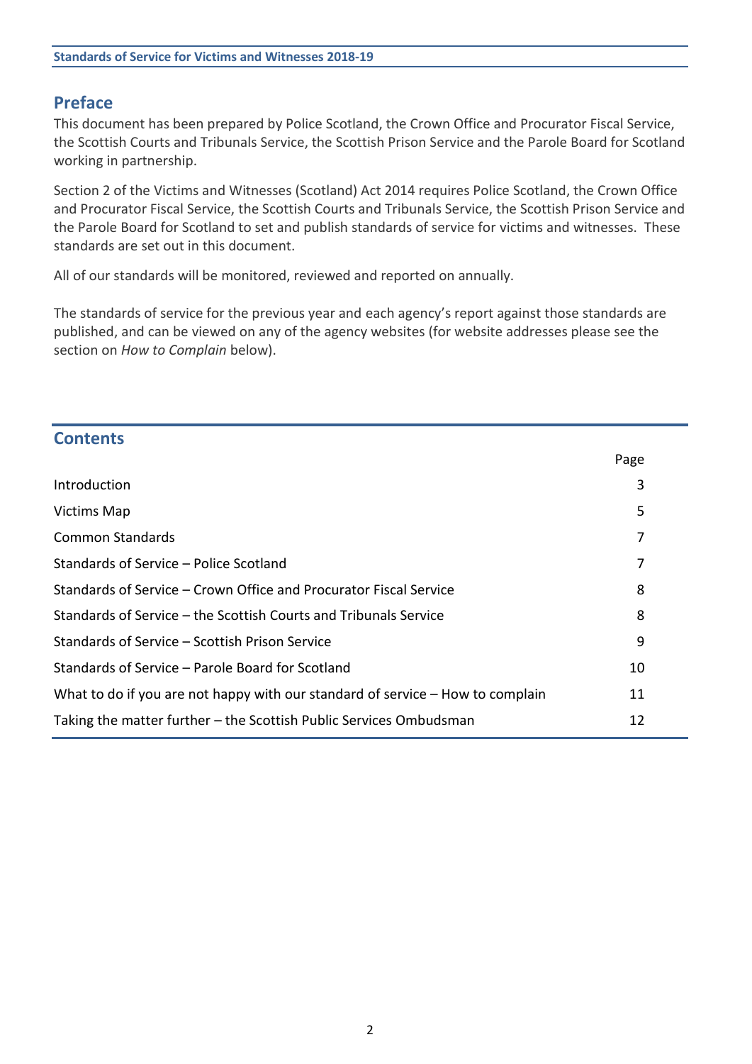## Preface

This document has been prepared by Police Scotland, the Crown Office and Procurator Fiscal Service, the Scottish Courts and Tribunals Service, the Scottish Prison Service and the Parole Board for Scotland working in partnership.

Section 2 of the Victims and Witnesses (Scotland) Act 2014 requires Police Scotland, the Crown Office and Procurator Fiscal Service, the Scottish Courts and Tribunals Service, the Scottish Prison Service and the Parole Board for Scotland to set and publish standards of service for victims and witnesses. These standards are set out in this document.

All of our standards will be monitored, reviewed and reported on annually.

The standards of service for the previous year and each agency's report against those standards are published, and can be viewed on any of the agency websites (for website addresses please see the section on *How to Complain* below).

## Contents

| | Page |
|---|---|
| Introduction | 3 |
| Victims Map | 5 |
| Common Standards | 7 |
| Standards of Service – Police Scotland | 7 |
| Standards of Service – Crown Office and Procurator Fiscal Service | 8 |
| Standards of Service – the Scottish Courts and Tribunals Service | 8 |
| Standards of Service – Scottish Prison Service | 9 |
| Standards of Service – Parole Board for Scotland | 10 |
| What to do if you are not happy with our standard of service – How to complain | 11 |
| Taking the matter further – the Scottish Public Services Ombudsman | 12 |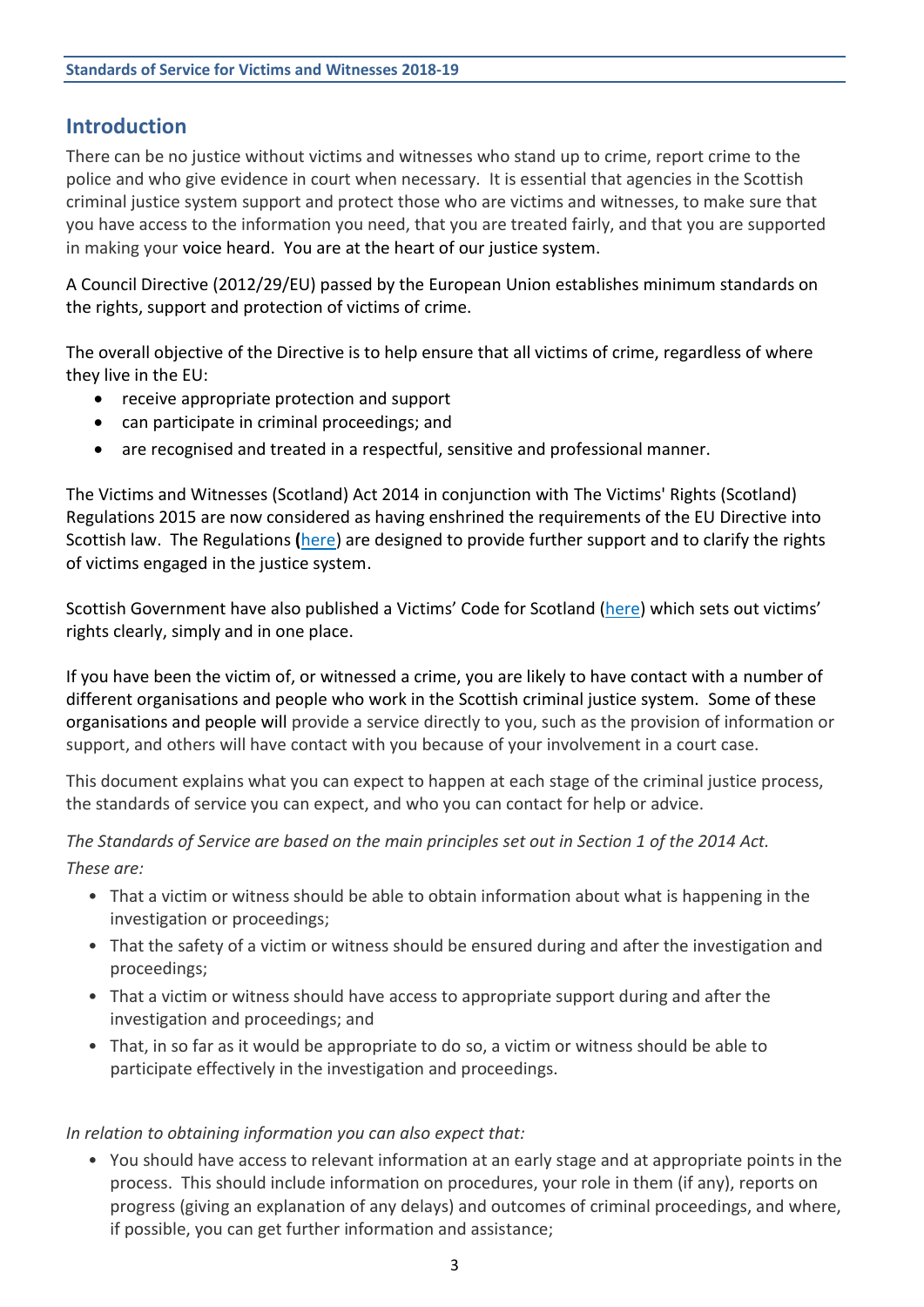## Introduction

There can be no justice without victims and witnesses who stand up to crime, report crime to the police and who give evidence in court when necessary. It is essential that agencies in the Scottish criminal justice system support and protect those who are victims and witnesses, to make sure that you have access to the information you need, that you are treated fairly, and that you are supported in making your voice heard. You are at the heart of our justice system.

A Council Directive (2012/29/EU) passed by the European Union establishes minimum standards on the rights, support and protection of victims of crime.

The overall objective of the Directive is to help ensure that all victims of crime, regardless of where they live in the EU:

- receive appropriate protection and support
- can participate in criminal proceedings; and
- are recognised and treated in a respectful, sensitive and professional manner.

The Victims and Witnesses (Scotland) Act 2014 in conjunction with The Victims' Rights (Scotland) Regulations 2015 are now considered as having enshrined the requirements of the EU Directive into Scottish law. The Regulations (here) are designed to provide further support and to clarify the rights of victims engaged in the justice system.

Scottish Government have also published a Victims' Code for Scotland (here) which sets out victims' rights clearly, simply and in one place.

If you have been the victim of, or witnessed a crime, you are likely to have contact with a number of different organisations and people who work in the Scottish criminal justice system. Some of these organisations and people will provide a service directly to you, such as the provision of information or support, and others will have contact with you because of your involvement in a court case.

This document explains what you can expect to happen at each stage of the criminal justice process, the standards of service you can expect, and who you can contact for help or advice.

*The Standards of Service are based on the main principles set out in Section 1 of the 2014 Act. These are:*

- That a victim or witness should be able to obtain information about what is happening in the investigation or proceedings;
- That the safety of a victim or witness should be ensured during and after the investigation and proceedings;
- That a victim or witness should have access to appropriate support during and after the investigation and proceedings; and
- That, in so far as it would be appropriate to do so, a victim or witness should be able to participate effectively in the investigation and proceedings.

*In relation to obtaining information you can also expect that:*

- You should have access to relevant information at an early stage and at appropriate points in the process. This should include information on procedures, your role in them (if any), reports on progress (giving an explanation of any delays) and outcomes of criminal proceedings, and where, if possible, you can get further information and assistance;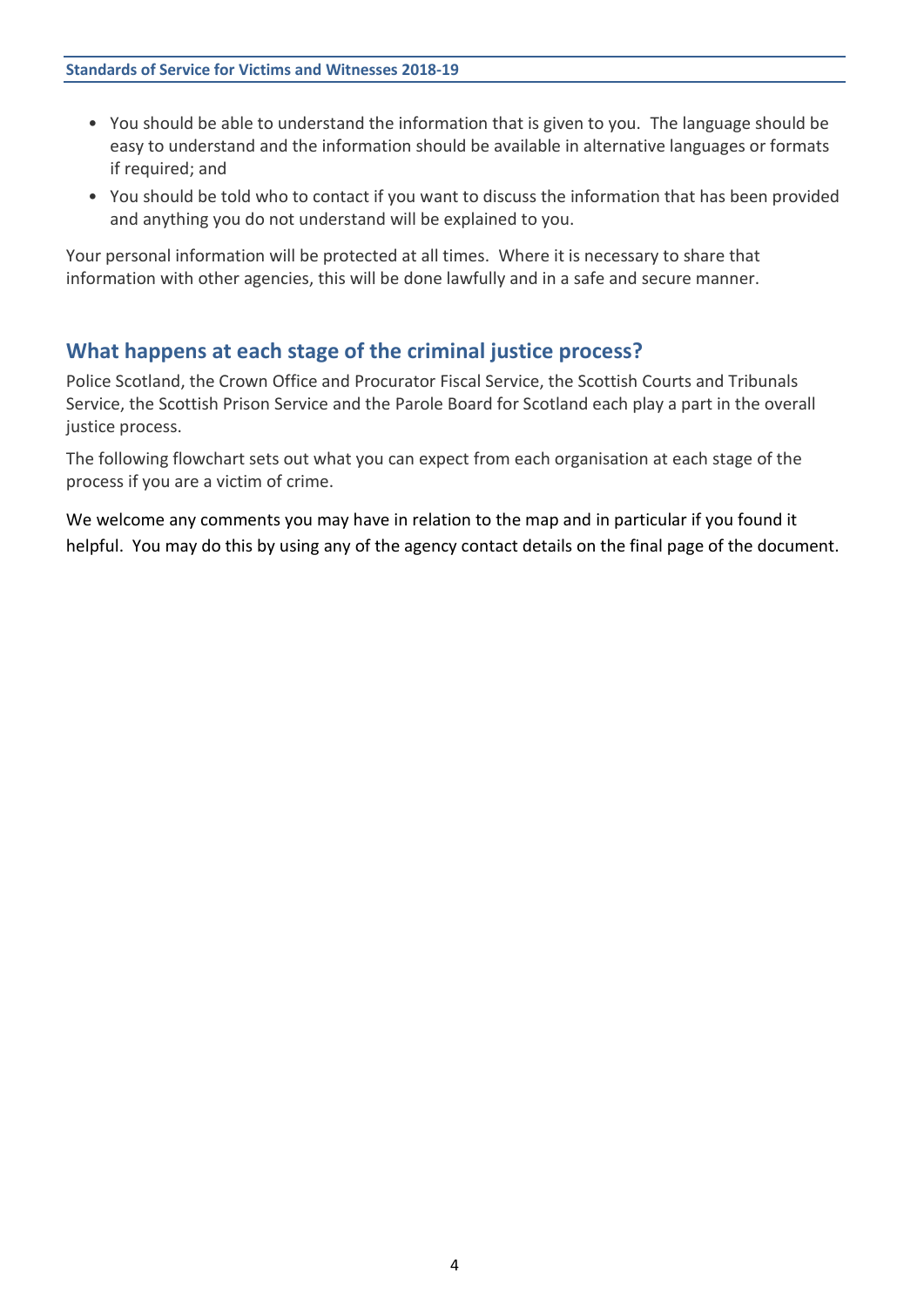- You should be able to understand the information that is given to you. The language should be easy to understand and the information should be available in alternative languages or formats if required; and
- You should be told who to contact if you want to discuss the information that has been provided and anything you do not understand will be explained to you.

Your personal information will be protected at all times. Where it is necessary to share that information with other agencies, this will be done lawfully and in a safe and secure manner.

## What happens at each stage of the criminal justice process?

Police Scotland, the Crown Office and Procurator Fiscal Service, the Scottish Courts and Tribunals Service, the Scottish Prison Service and the Parole Board for Scotland each play a part in the overall justice process.

The following flowchart sets out what you can expect from each organisation at each stage of the process if you are a victim of crime.

We welcome any comments you may have in relation to the map and in particular if you found it helpful. You may do this by using any of the agency contact details on the final page of the document.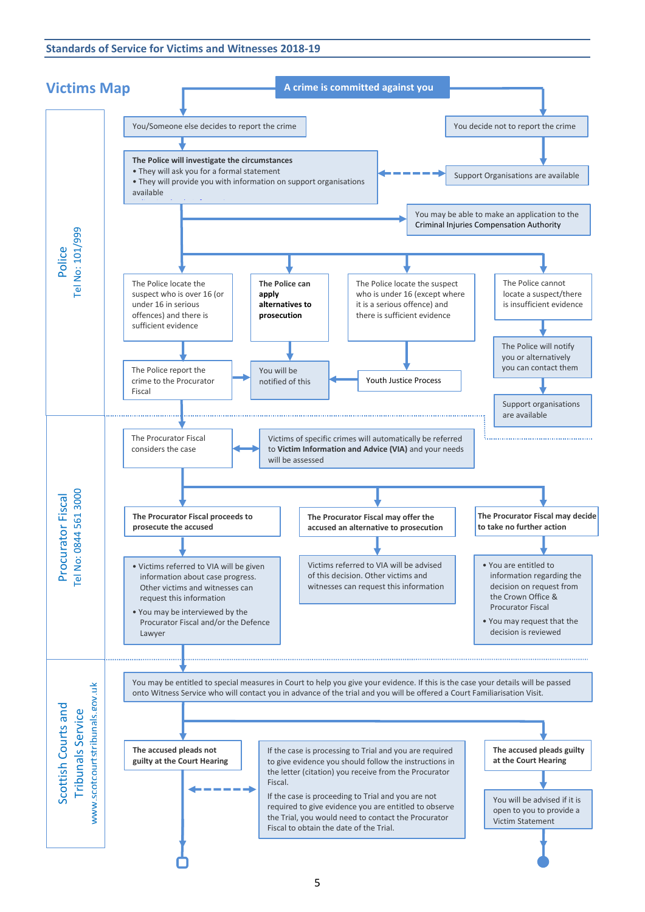# Victims Map

**A crime is committed against you**

## Police
Tel No: 101/999

You/Someone else decides to report the crime

You decide not to report the crime

**The Police will investigate the circumstances**
- They will ask you for a formal statement
- They will provide you with information on support organisations available

Support Organisations are available

You may be able to make an application to the Criminal Injuries Compensation Authority

The Police locate the suspect who is over 16 (or under 16 in serious offences) and there is sufficient evidence

**The Police can apply alternatives to prosecution**

The Police locate the suspect who is under 16 (except where it is a serious offence) and there is sufficient evidence

The Police cannot locate a suspect/there is insufficient evidence

The Police report the crime to the Procurator Fiscal

You will be notified of this

Youth Justice Process

The Police will notify you or alternatively you can contact them

Support organisations are available

## Procurator Fiscal
Tel No: 0844 561 3000

The Procurator Fiscal considers the case

Victims of specific crimes will automatically be referred to **Victim Information and Advice (VIA)** and your needs will be assessed

**The Procurator Fiscal proceeds to prosecute the accused**

**The Procurator Fiscal may offer the accused an alternative to prosecution**

**The Procurator Fiscal may decide to take no further action**

- Victims referred to VIA will be given information about case progress. Other victims and witnesses can request this information
- You may be interviewed by the Procurator Fiscal and/or the Defence Lawyer

Victims referred to VIA will be advised of this decision. Other victims and witnesses can request this information

- You are entitled to information regarding the decision on request from the Crown Office & Procurator Fiscal
- You may request that the decision is reviewed

## Scottish Courts and Tribunals Service
www.scotcourtstribunals.gov.uk

You may be entitled to special measures in Court to help you give your evidence. If this is the case your details will be passed onto Witness Service who will contact you in advance of the trial and you will be offered a Court Familiarisation Visit.

**The accused pleads not guilty at the Court Hearing**

If the case is processing to Trial and you are required to give evidence you should follow the instructions in the letter (citation) you receive from the Procurator Fiscal.

If the case is proceeding to Trial and you are not required to give evidence you are entitled to observe the Trial, you would need to contact the Procurator Fiscal to obtain the date of the Trial.

**The accused pleads guilty at the Court Hearing**

You will be advised if it is open to you to provide a Victim Statement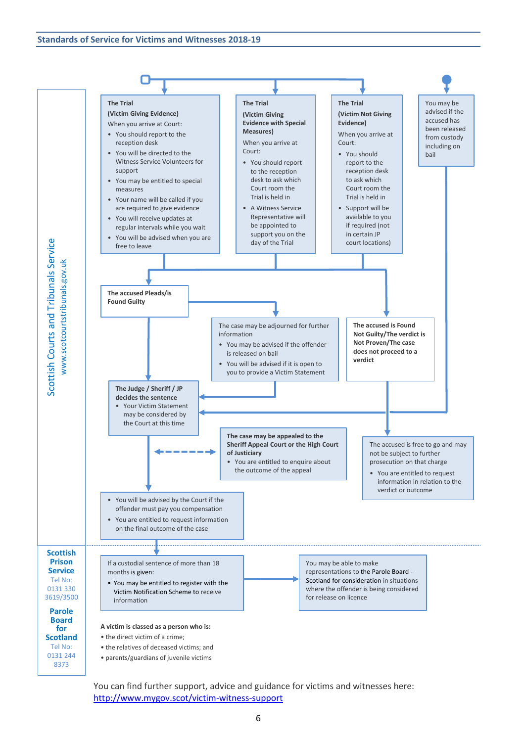Scottish Courts and Tribunals Service
www.scotcourtstribunals.gov.uk

**The Trial**
**(Victim Giving Evidence)**
When you arrive at Court:

- You should report to the reception desk
- You will be directed to the Witness Service Volunteers for support
- You may be entitled to special measures
- Your name will be called if you are required to give evidence
- You will receive updates at regular intervals while you wait
- You will be advised when you are free to leave

**The Trial**
**(Victim Giving Evidence with Special Measures)**
When you arrive at Court:

- You should report to the reception desk to ask which Court room the Trial is held in
- A Witness Service Representative will be appointed to support you on the day of the Trial

**The Trial**
**(Victim Not Giving Evidence)**
When you arrive at Court:

- You should report to the reception desk to ask which Court room the Trial is held in
- Support will be available to you if required (not in certain JP court locations)

You may be advised if the accused has been released from custody including on bail

**The accused Pleads/is Found Guilty**

The case may be adjourned for further information

- You may be advised if the offender is released on bail
- You will be advised if it is open to you to provide a Victim Statement

**The accused is Found Not Guilty/The verdict is Not Proven/The case does not proceed to a verdict**

**The Judge / Sheriff / JP decides the sentence**

- Your Victim Statement may be considered by the Court at this time

**The case may be appealed to the Sheriff Appeal Court or the High Court of Justiciary**

- You are entitled to enquire about the outcome of the appeal

The accused is free to go and may not be subject to further prosecution on that charge

- You are entitled to request information in relation to the verdict or outcome

- You will be advised by the Court if the offender must pay you compensation
- You are entitled to request information on the final outcome of the case

**Scottish Prison Service**
Tel No: 0131 330 3619/3500

**Parole Board for Scotland**
Tel No: 0131 244 8373

If a custodial sentence of more than 18 months is given:

- You may be entitled to register with the Victim Notification Scheme to receive information

You may be able to make representations to the Parole Board - Scotland for consideration in situations where the offender is being considered for release on licence

**A victim is classed as a person who is:**

- the direct victim of a crime;
- the relatives of deceased victims; and
- parents/guardians of juvenile victims

You can find further support, advice and guidance for victims and witnesses here: http://www.mygov.scot/victim-witness-support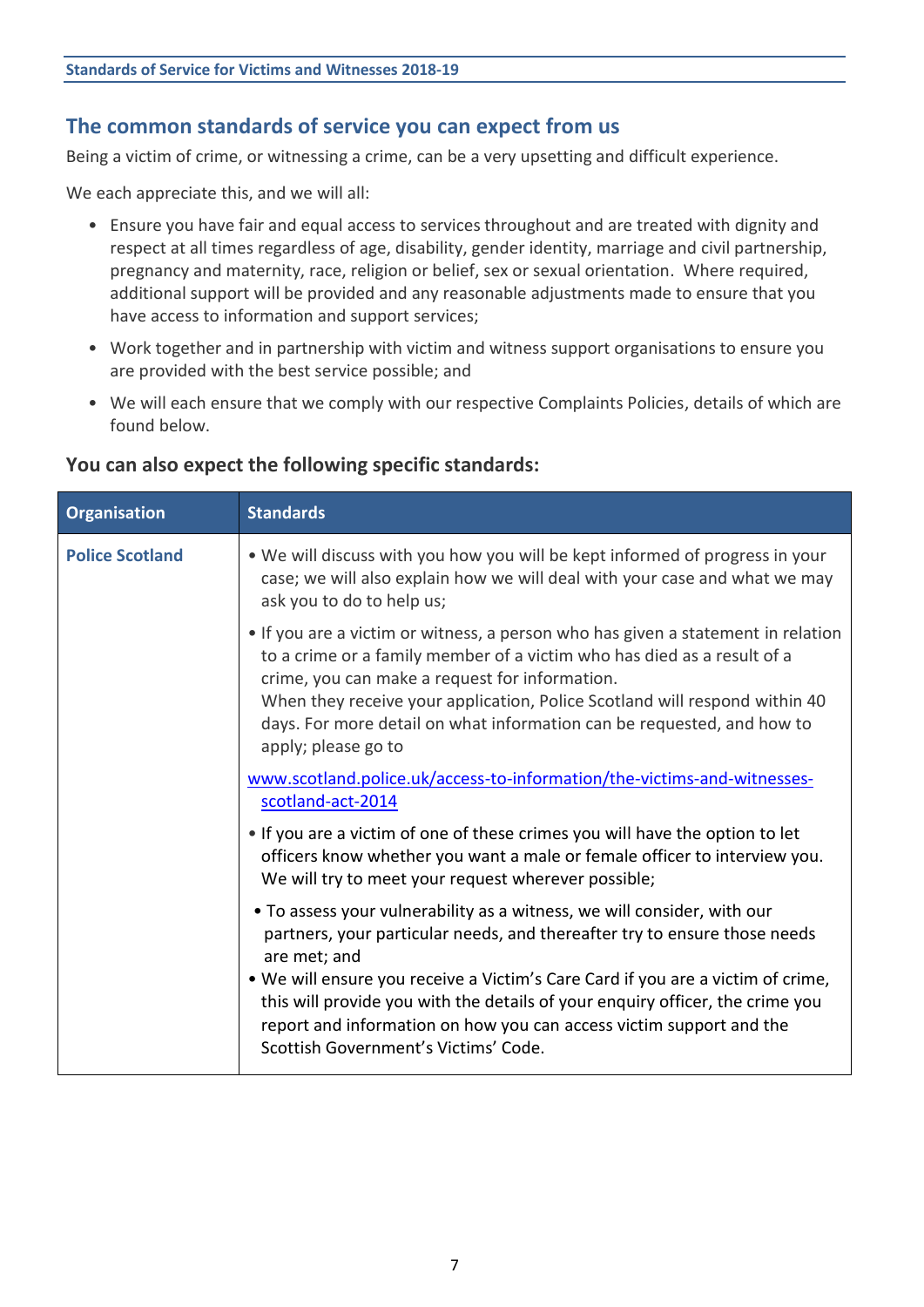## The common standards of service you can expect from us

Being a victim of crime, or witnessing a crime, can be a very upsetting and difficult experience.

We each appreciate this, and we will all:

- Ensure you have fair and equal access to services throughout and are treated with dignity and respect at all times regardless of age, disability, gender identity, marriage and civil partnership, pregnancy and maternity, race, religion or belief, sex or sexual orientation. Where required, additional support will be provided and any reasonable adjustments made to ensure that you have access to information and support services;
- Work together and in partnership with victim and witness support organisations to ensure you are provided with the best service possible; and
- We will each ensure that we comply with our respective Complaints Policies, details of which are found below.

### You can also expect the following specific standards:

| Organisation | Standards |
|---|---|
| **Police Scotland** | • We will discuss with you how you will be kept informed of progress in your case; we will also explain how we will deal with your case and what we may ask you to do to help us;<br><br>• If you are a victim or witness, a person who has given a statement in relation to a crime or a family member of a victim who has died as a result of a crime, you can make a request for information. When they receive your application, Police Scotland will respond within 40 days. For more detail on what information can be requested, and how to apply; please go to<br><br>www.scotland.police.uk/access-to-information/the-victims-and-witnesses-scotland-act-2014<br><br>• If you are a victim of one of these crimes you will have the option to let officers know whether you want a male or female officer to interview you. We will try to meet your request wherever possible;<br><br>• To assess your vulnerability as a witness, we will consider, with our partners, your particular needs, and thereafter try to ensure those needs are met; and<br>• We will ensure you receive a Victim's Care Card if you are a victim of crime, this will provide you with the details of your enquiry officer, the crime you report and information on how you can access victim support and the Scottish Government's Victims' Code. |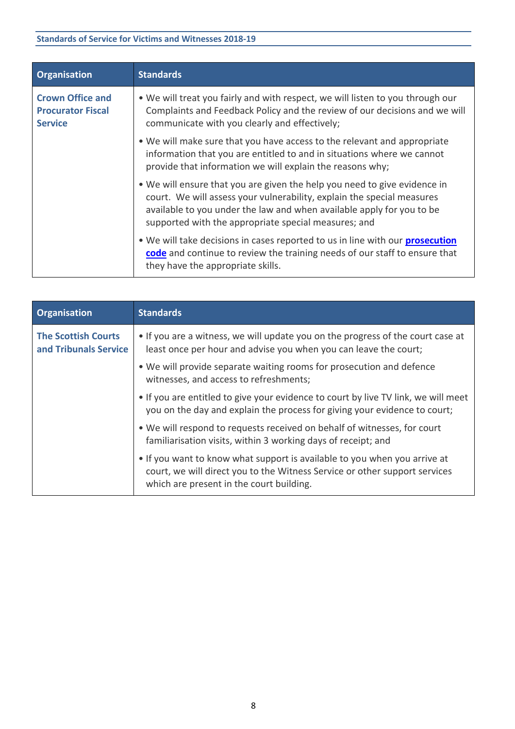| Organisation | Standards |
|---|---|
| **Crown Office and Procurator Fiscal Service** | • We will treat you fairly and with respect, we will listen to you through our Complaints and Feedback Policy and the review of our decisions and we will communicate with you clearly and effectively;<br>• We will make sure that you have access to the relevant and appropriate information that you are entitled to and in situations where we cannot provide that information we will explain the reasons why;<br>• We will ensure that you are given the help you need to give evidence in court. We will assess your vulnerability, explain the special measures available to you under the law and when available apply for you to be supported with the appropriate special measures; and<br>• We will take decisions in cases reported to us in line with our **prosecution code** and continue to review the training needs of our staff to ensure that they have the appropriate skills. |

| Organisation | Standards |
|---|---|
| **The Scottish Courts and Tribunals Service** | • If you are a witness, we will update you on the progress of the court case at least once per hour and advise you when you can leave the court;<br>• We will provide separate waiting rooms for prosecution and defence witnesses, and access to refreshments;<br>• If you are entitled to give your evidence to court by live TV link, we will meet you on the day and explain the process for giving your evidence to court;<br>• We will respond to requests received on behalf of witnesses, for court familiarisation visits, within 3 working days of receipt; and<br>• If you want to know what support is available to you when you arrive at court, we will direct you to the Witness Service or other support services which are present in the court building. |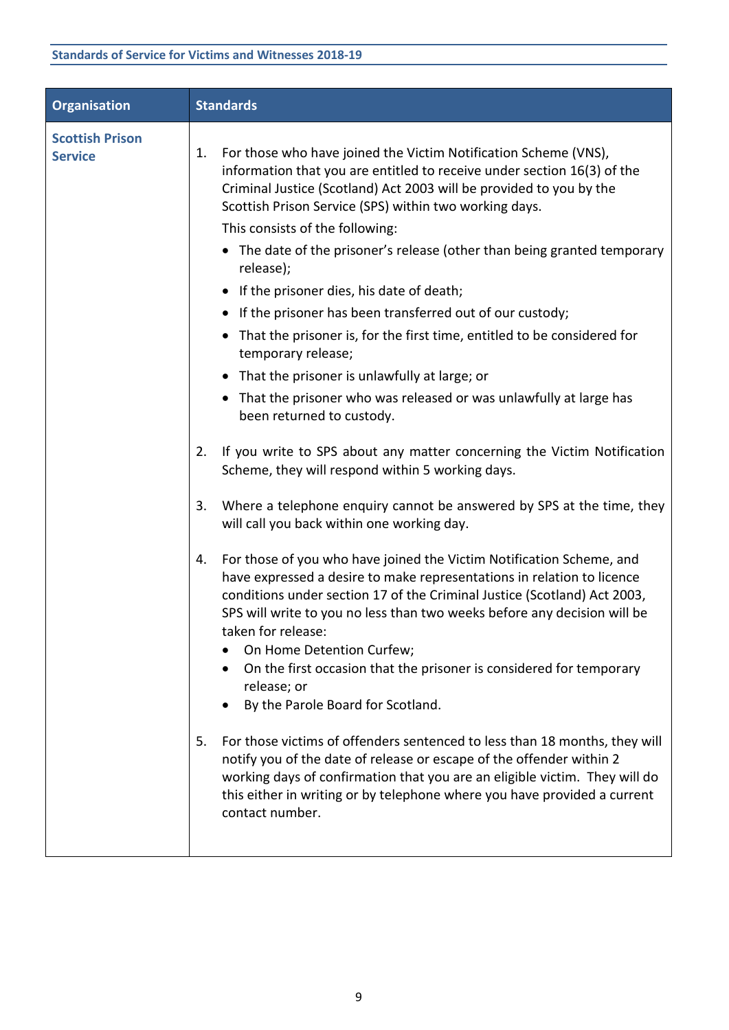| Organisation | Standards |
|---|---|
| **Scottish Prison Service** | 1. For those who have joined the Victim Notification Scheme (VNS), information that you are entitled to receive under section 16(3) of the Criminal Justice (Scotland) Act 2003 will be provided to you by the Scottish Prison Service (SPS) within two working days.<br>This consists of the following:<br>• The date of the prisoner's release (other than being granted temporary release);<br>• If the prisoner dies, his date of death;<br>• If the prisoner has been transferred out of our custody;<br>• That the prisoner is, for the first time, entitled to be considered for temporary release;<br>• That the prisoner is unlawfully at large; or<br>• That the prisoner who was released or was unlawfully at large has been returned to custody.<br><br>2. If you write to SPS about any matter concerning the Victim Notification Scheme, they will respond within 5 working days.<br><br>3. Where a telephone enquiry cannot be answered by SPS at the time, they will call you back within one working day.<br><br>4. For those of you who have joined the Victim Notification Scheme, and have expressed a desire to make representations in relation to licence conditions under section 17 of the Criminal Justice (Scotland) Act 2003, SPS will write to you no less than two weeks before any decision will be taken for release:<br>• On Home Detention Curfew;<br>• On the first occasion that the prisoner is considered for temporary release; or<br>• By the Parole Board for Scotland.<br><br>5. For those victims of offenders sentenced to less than 18 months, they will notify you of the date of release or escape of the offender within 2 working days of confirmation that you are an eligible victim. They will do this either in writing or by telephone where you have provided a current contact number. |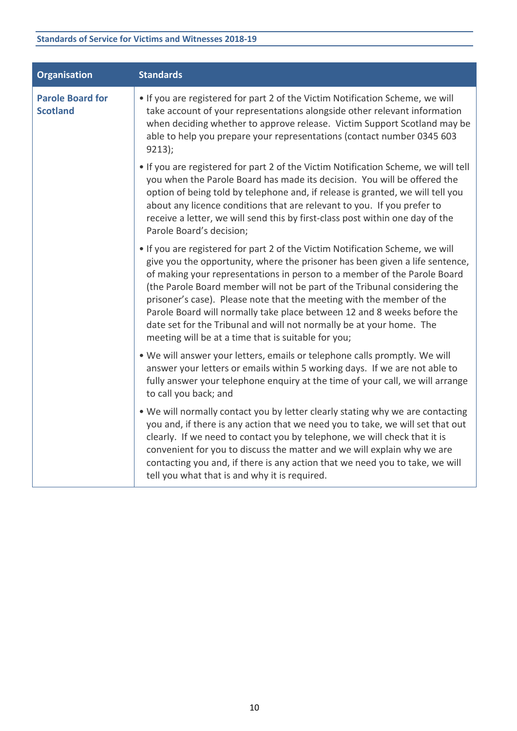| Organisation | Standards |
|---|---|
| **Parole Board for Scotland** | • If you are registered for part 2 of the Victim Notification Scheme, we will take account of your representations alongside other relevant information when deciding whether to approve release. Victim Support Scotland may be able to help you prepare your representations (contact number 0345 603 9213);<br><br>• If you are registered for part 2 of the Victim Notification Scheme, we will tell you when the Parole Board has made its decision. You will be offered the option of being told by telephone and, if release is granted, we will tell you about any licence conditions that are relevant to you. If you prefer to receive a letter, we will send this by first-class post within one day of the Parole Board's decision;<br><br>• If you are registered for part 2 of the Victim Notification Scheme, we will give you the opportunity, where the prisoner has been given a life sentence, of making your representations in person to a member of the Parole Board (the Parole Board member will not be part of the Tribunal considering the prisoner's case). Please note that the meeting with the member of the Parole Board will normally take place between 12 and 8 weeks before the date set for the Tribunal and will not normally be at your home. The meeting will be at a time that is suitable for you;<br><br>• We will answer your letters, emails or telephone calls promptly. We will answer your letters or emails within 5 working days. If we are not able to fully answer your telephone enquiry at the time of your call, we will arrange to call you back; and<br><br>• We will normally contact you by letter clearly stating why we are contacting you and, if there is any action that we need you to take, we will set that out clearly. If we need to contact you by telephone, we will check that it is convenient for you to discuss the matter and we will explain why we are contacting you and, if there is any action that we need you to take, we will tell you what that is and why it is required. |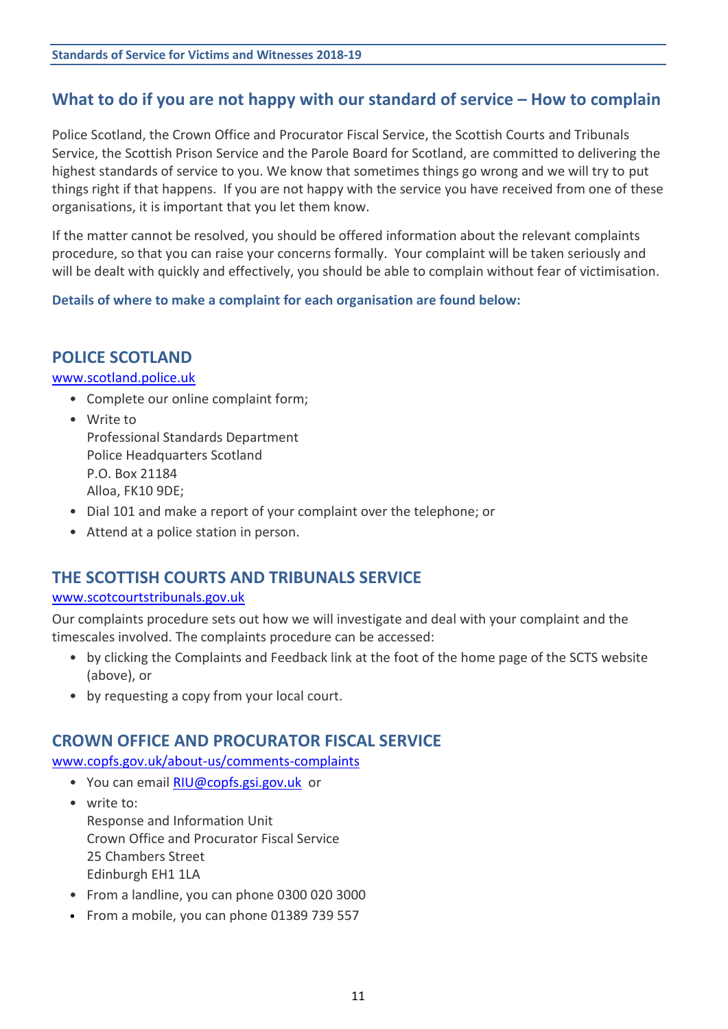## What to do if you are not happy with our standard of service – How to complain

Police Scotland, the Crown Office and Procurator Fiscal Service, the Scottish Courts and Tribunals Service, the Scottish Prison Service and the Parole Board for Scotland, are committed to delivering the highest standards of service to you. We know that sometimes things go wrong and we will try to put things right if that happens. If you are not happy with the service you have received from one of these organisations, it is important that you let them know.

If the matter cannot be resolved, you should be offered information about the relevant complaints procedure, so that you can raise your concerns formally. Your complaint will be taken seriously and will be dealt with quickly and effectively, you should be able to complain without fear of victimisation.

**Details of where to make a complaint for each organisation are found below:**

### POLICE SCOTLAND

www.scotland.police.uk

- Complete our online complaint form;
- Write to  
  Professional Standards Department  
  Police Headquarters Scotland  
  P.O. Box 21184  
  Alloa, FK10 9DE;
- Dial 101 and make a report of your complaint over the telephone; or
- Attend at a police station in person.

### THE SCOTTISH COURTS AND TRIBUNALS SERVICE

www.scotcourtstribunals.gov.uk

Our complaints procedure sets out how we will investigate and deal with your complaint and the timescales involved. The complaints procedure can be accessed:

- by clicking the Complaints and Feedback link at the foot of the home page of the SCTS website (above), or
- by requesting a copy from your local court.

### CROWN OFFICE AND PROCURATOR FISCAL SERVICE

www.copfs.gov.uk/about-us/comments-complaints

- You can email RIU@copfs.gsi.gov.uk or
- write to:  
  Response and Information Unit  
  Crown Office and Procurator Fiscal Service  
  25 Chambers Street  
  Edinburgh EH1 1LA
- From a landline, you can phone 0300 020 3000
- From a mobile, you can phone 01389 739 557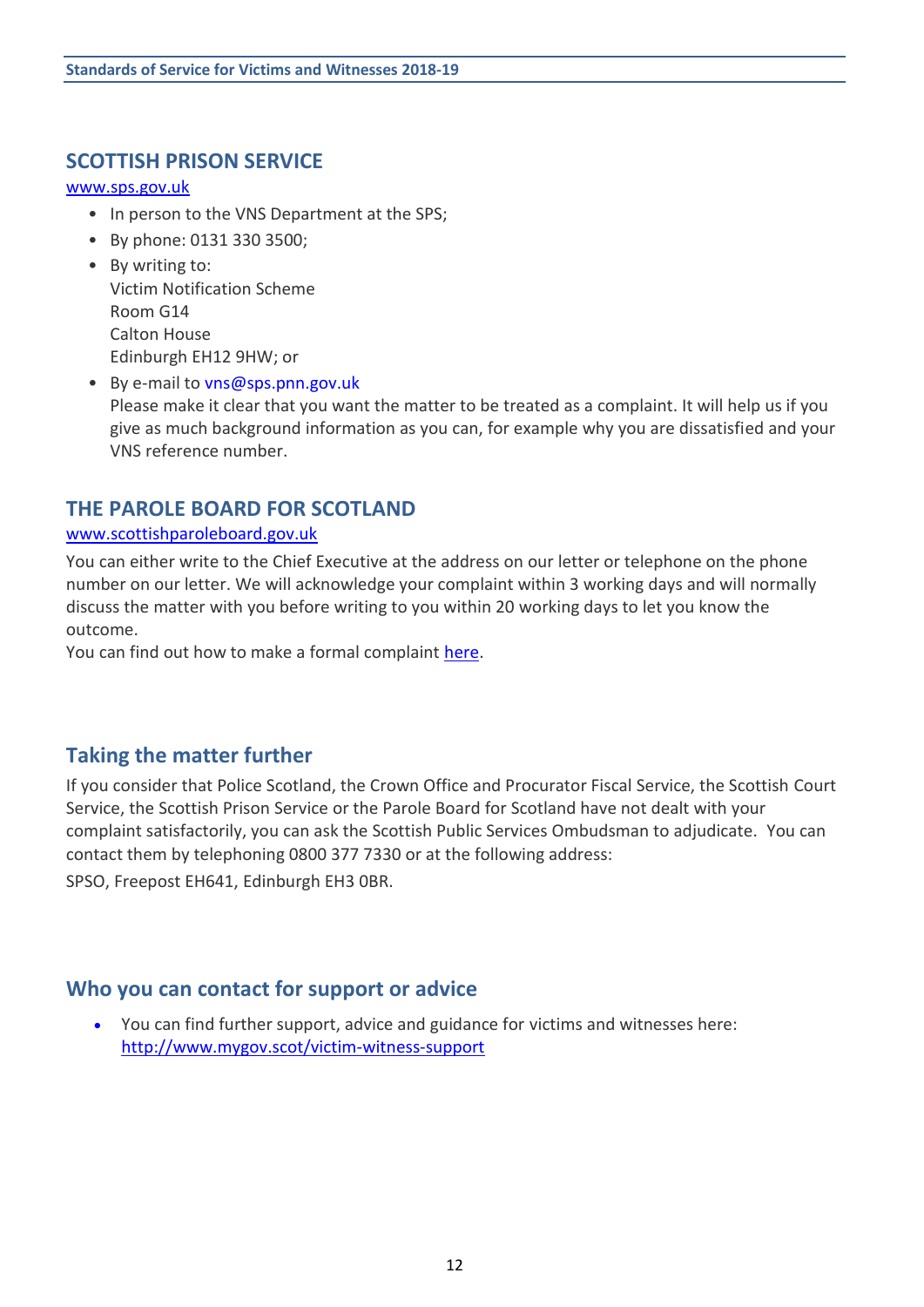## SCOTTISH PRISON SERVICE

www.sps.gov.uk

- In person to the VNS Department at the SPS;
- By phone: 0131 330 3500;
- By writing to:
  Victim Notification Scheme
  Room G14
  Calton House
  Edinburgh EH12 9HW; or
- By e-mail to vns@sps.pnn.gov.uk
  Please make it clear that you want the matter to be treated as a complaint. It will help us if you give as much background information as you can, for example why you are dissatisfied and your VNS reference number.

## THE PAROLE BOARD FOR SCOTLAND

www.scottishparoleboard.gov.uk

You can either write to the Chief Executive at the address on our letter or telephone on the phone number on our letter. We will acknowledge your complaint within 3 working days and will normally discuss the matter with you before writing to you within 20 working days to let you know the outcome.
You can find out how to make a formal complaint here.

## Taking the matter further

If you consider that Police Scotland, the Crown Office and Procurator Fiscal Service, the Scottish Court Service, the Scottish Prison Service or the Parole Board for Scotland have not dealt with your complaint satisfactorily, you can ask the Scottish Public Services Ombudsman to adjudicate. You can contact them by telephoning 0800 377 7330 or at the following address:

SPSO, Freepost EH641, Edinburgh EH3 0BR.

## Who you can contact for support or advice

- You can find further support, advice and guidance for victims and witnesses here: http://www.mygov.scot/victim-witness-support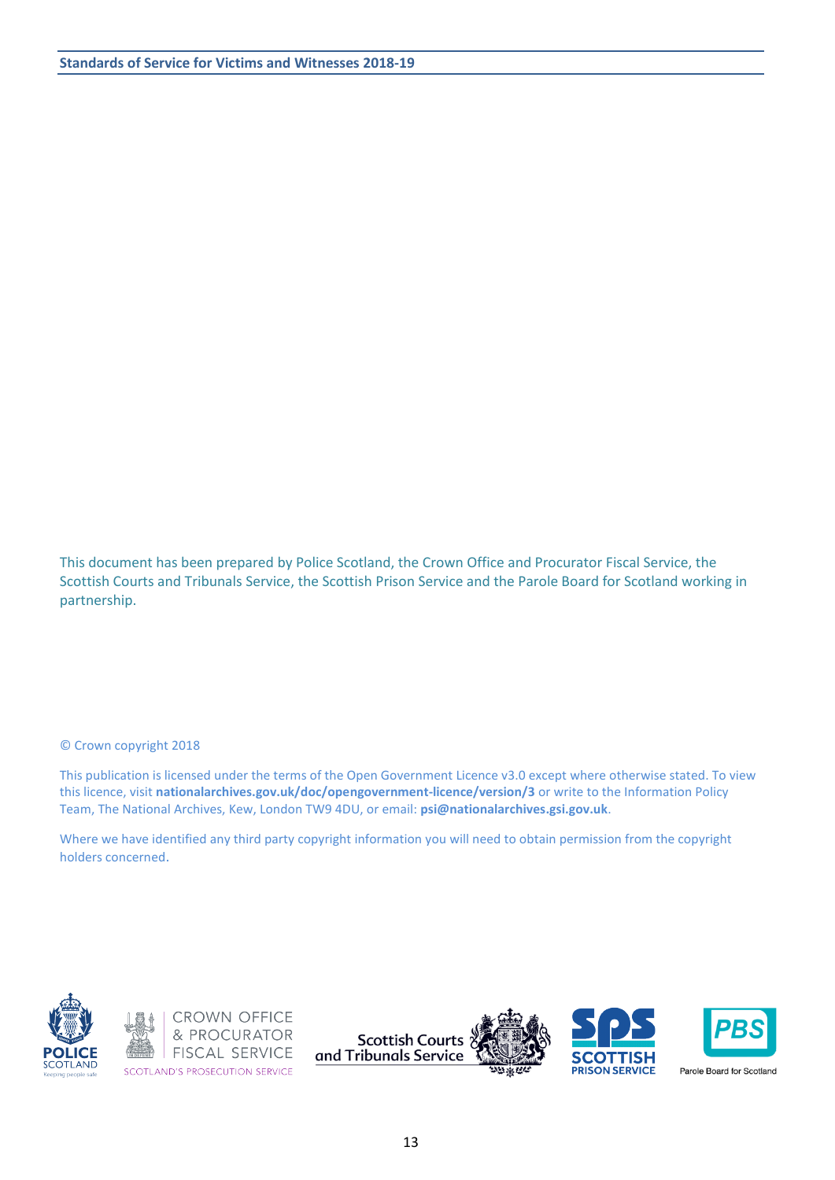This document has been prepared by Police Scotland, the Crown Office and Procurator Fiscal Service, the Scottish Courts and Tribunals Service, the Scottish Prison Service and the Parole Board for Scotland working in partnership.

© Crown copyright 2018

This publication is licensed under the terms of the Open Government Licence v3.0 except where otherwise stated. To view this licence, visit **nationalarchives.gov.uk/doc/opengovernment-licence/version/3** or write to the Information Policy Team, The National Archives, Kew, London TW9 4DU, or email: **psi@nationalarchives.gsi.gov.uk**.

Where we have identified any third party copyright information you will need to obtain permission from the copyright holders concerned.